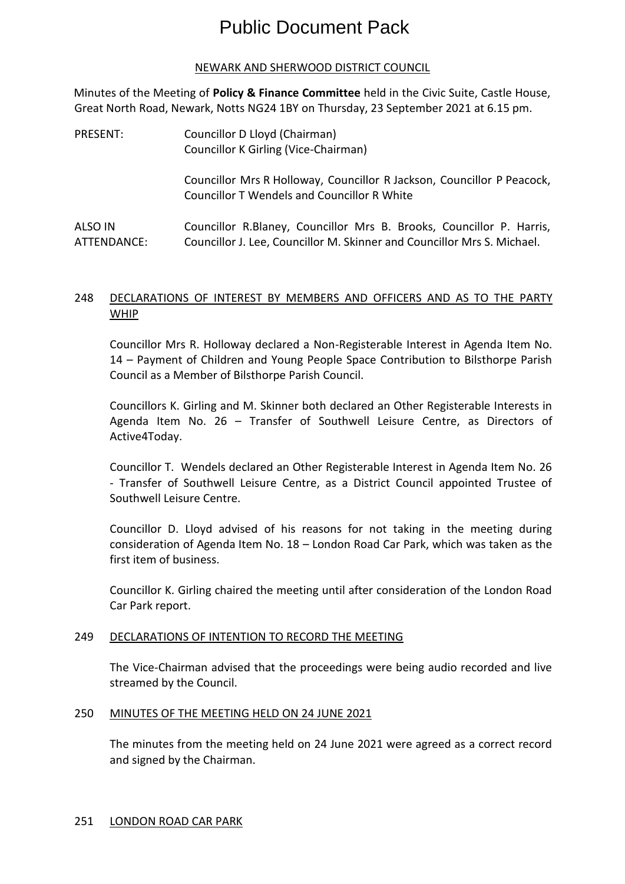# Public Document Pack

NEWARK AND SHERWOOD DISTRICT COUNCIL

Minutes of the Meeting of **Policy & Finance Committee** held in the Civic Suite, Castle House, Great North Road, Newark, Notts NG24 1BY on Thursday, 23 September 2021 at 6.15 pm.

PRESENT: Councillor D Lloyd (Chairman)
Councillor K Girling (Vice-Chairman)

Councillor Mrs R Holloway, Councillor R Jackson, Councillor P Peacock, Councillor T Wendels and Councillor R White

ALSO IN ATTENDANCE: Councillor R.Blaney, Councillor Mrs B. Brooks, Councillor P. Harris, Councillor J. Lee, Councillor M. Skinner and Councillor Mrs S. Michael.

## 248 DECLARATIONS OF INTEREST BY MEMBERS AND OFFICERS AND AS TO THE PARTY WHIP

Councillor Mrs R. Holloway declared a Non-Registerable Interest in Agenda Item No. 14 – Payment of Children and Young People Space Contribution to Bilsthorpe Parish Council as a Member of Bilsthorpe Parish Council.

Councillors K. Girling and M. Skinner both declared an Other Registerable Interests in Agenda Item No. 26 – Transfer of Southwell Leisure Centre, as Directors of Active4Today.

Councillor T. Wendels declared an Other Registerable Interest in Agenda Item No. 26 - Transfer of Southwell Leisure Centre, as a District Council appointed Trustee of Southwell Leisure Centre.

Councillor D. Lloyd advised of his reasons for not taking in the meeting during consideration of Agenda Item No. 18 – London Road Car Park, which was taken as the first item of business.

Councillor K. Girling chaired the meeting until after consideration of the London Road Car Park report.

## 249 DECLARATIONS OF INTENTION TO RECORD THE MEETING

The Vice-Chairman advised that the proceedings were being audio recorded and live streamed by the Council.

## 250 MINUTES OF THE MEETING HELD ON 24 JUNE 2021

The minutes from the meeting held on 24 June 2021 were agreed as a correct record and signed by the Chairman.

## 251 LONDON ROAD CAR PARK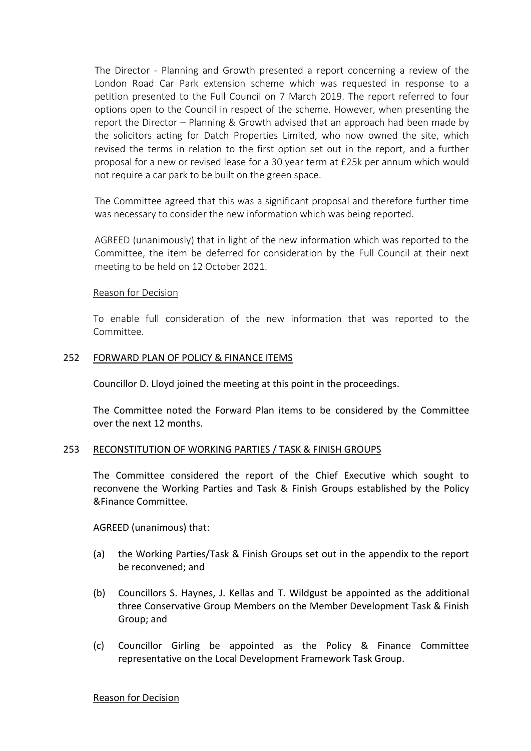The Director - Planning and Growth presented a report concerning a review of the London Road Car Park extension scheme which was requested in response to a petition presented to the Full Council on 7 March 2019. The report referred to four options open to the Council in respect of the scheme. However, when presenting the report the Director – Planning & Growth advised that an approach had been made by the solicitors acting for Datch Properties Limited, who now owned the site, which revised the terms in relation to the first option set out in the report, and a further proposal for a new or revised lease for a 30 year term at £25k per annum which would not require a car park to be built on the green space.

The Committee agreed that this was a significant proposal and therefore further time was necessary to consider the new information which was being reported.

AGREED (unanimously) that in light of the new information which was reported to the Committee, the item be deferred for consideration by the Full Council at their next meeting to be held on 12 October 2021.

Reason for Decision

To enable full consideration of the new information that was reported to the Committee.

## 252 FORWARD PLAN OF POLICY & FINANCE ITEMS

Councillor D. Lloyd joined the meeting at this point in the proceedings.

The Committee noted the Forward Plan items to be considered by the Committee over the next 12 months.

## 253 RECONSTITUTION OF WORKING PARTIES / TASK & FINISH GROUPS

The Committee considered the report of the Chief Executive which sought to reconvene the Working Parties and Task & Finish Groups established by the Policy &Finance Committee.

AGREED (unanimous) that:

(a) the Working Parties/Task & Finish Groups set out in the appendix to the report be reconvened; and

(b) Councillors S. Haynes, J. Kellas and T. Wildgust be appointed as the additional three Conservative Group Members on the Member Development Task & Finish Group; and

(c) Councillor Girling be appointed as the Policy & Finance Committee representative on the Local Development Framework Task Group.

Reason for Decision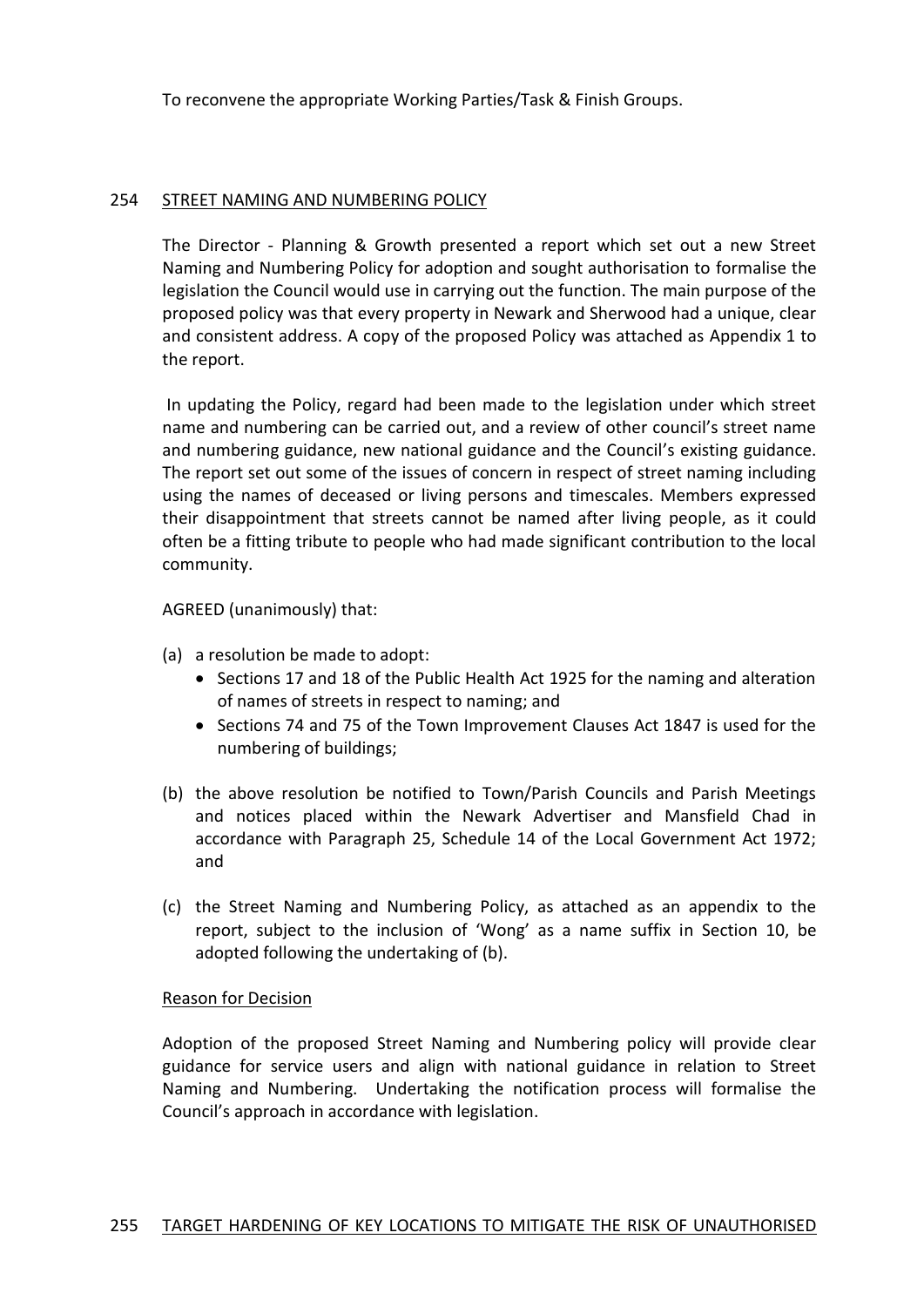To reconvene the appropriate Working Parties/Task & Finish Groups.

## 254 STREET NAMING AND NUMBERING POLICY

The Director - Planning & Growth presented a report which set out a new Street Naming and Numbering Policy for adoption and sought authorisation to formalise the legislation the Council would use in carrying out the function. The main purpose of the proposed policy was that every property in Newark and Sherwood had a unique, clear and consistent address. A copy of the proposed Policy was attached as Appendix 1 to the report.

In updating the Policy, regard had been made to the legislation under which street name and numbering can be carried out, and a review of other council's street name and numbering guidance, new national guidance and the Council's existing guidance. The report set out some of the issues of concern in respect of street naming including using the names of deceased or living persons and timescales. Members expressed their disappointment that streets cannot be named after living people, as it could often be a fitting tribute to people who had made significant contribution to the local community.

AGREED (unanimously) that:

(a) a resolution be made to adopt:
- Sections 17 and 18 of the Public Health Act 1925 for the naming and alteration of names of streets in respect to naming; and
- Sections 74 and 75 of the Town Improvement Clauses Act 1847 is used for the numbering of buildings;

(b) the above resolution be notified to Town/Parish Councils and Parish Meetings and notices placed within the Newark Advertiser and Mansfield Chad in accordance with Paragraph 25, Schedule 14 of the Local Government Act 1972; and

(c) the Street Naming and Numbering Policy, as attached as an appendix to the report, subject to the inclusion of 'Wong' as a name suffix in Section 10, be adopted following the undertaking of (b).

Reason for Decision

Adoption of the proposed Street Naming and Numbering policy will provide clear guidance for service users and align with national guidance in relation to Street Naming and Numbering. Undertaking the notification process will formalise the Council's approach in accordance with legislation.

## 255 TARGET HARDENING OF KEY LOCATIONS TO MITIGATE THE RISK OF UNAUTHORISED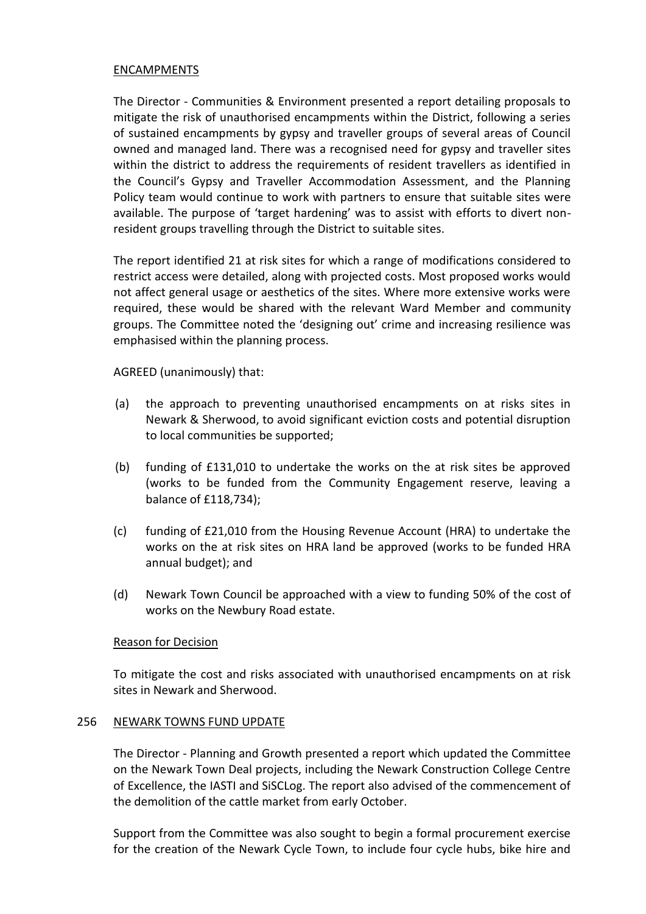ENCAMPMENTS

The Director - Communities & Environment presented a report detailing proposals to mitigate the risk of unauthorised encampments within the District, following a series of sustained encampments by gypsy and traveller groups of several areas of Council owned and managed land. There was a recognised need for gypsy and traveller sites within the district to address the requirements of resident travellers as identified in the Council's Gypsy and Traveller Accommodation Assessment, and the Planning Policy team would continue to work with partners to ensure that suitable sites were available. The purpose of 'target hardening' was to assist with efforts to divert non-resident groups travelling through the District to suitable sites.

The report identified 21 at risk sites for which a range of modifications considered to restrict access were detailed, along with projected costs. Most proposed works would not affect general usage or aesthetics of the sites. Where more extensive works were required, these would be shared with the relevant Ward Member and community groups. The Committee noted the 'designing out' crime and increasing resilience was emphasised within the planning process.

AGREED (unanimously) that:

(a) the approach to preventing unauthorised encampments on at risks sites in Newark & Sherwood, to avoid significant eviction costs and potential disruption to local communities be supported;

(b) funding of £131,010 to undertake the works on the at risk sites be approved (works to be funded from the Community Engagement reserve, leaving a balance of £118,734);

(c) funding of £21,010 from the Housing Revenue Account (HRA) to undertake the works on the at risk sites on HRA land be approved (works to be funded HRA annual budget); and

(d) Newark Town Council be approached with a view to funding 50% of the cost of works on the Newbury Road estate.

Reason for Decision

To mitigate the cost and risks associated with unauthorised encampments on at risk sites in Newark and Sherwood.

256 NEWARK TOWNS FUND UPDATE

The Director - Planning and Growth presented a report which updated the Committee on the Newark Town Deal projects, including the Newark Construction College Centre of Excellence, the IASTI and SiSCLog. The report also advised of the commencement of the demolition of the cattle market from early October.

Support from the Committee was also sought to begin a formal procurement exercise for the creation of the Newark Cycle Town, to include four cycle hubs, bike hire and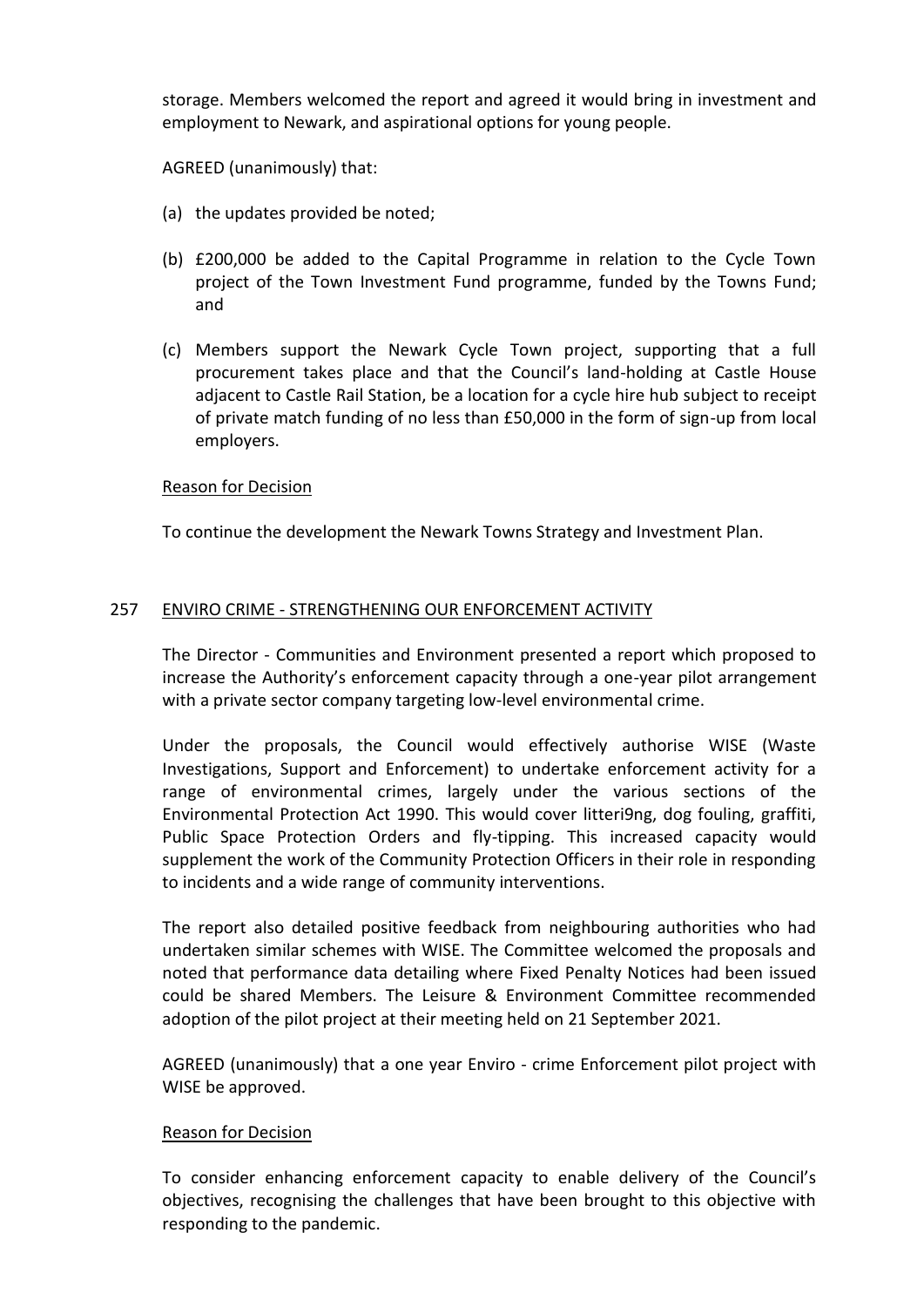storage. Members welcomed the report and agreed it would bring in investment and employment to Newark, and aspirational options for young people.

AGREED (unanimously) that:

(a) the updates provided be noted;

(b) £200,000 be added to the Capital Programme in relation to the Cycle Town project of the Town Investment Fund programme, funded by the Towns Fund; and

(c) Members support the Newark Cycle Town project, supporting that a full procurement takes place and that the Council's land-holding at Castle House adjacent to Castle Rail Station, be a location for a cycle hire hub subject to receipt of private match funding of no less than £50,000 in the form of sign-up from local employers.

Reason for Decision

To continue the development the Newark Towns Strategy and Investment Plan.

## 257 ENVIRO CRIME - STRENGTHENING OUR ENFORCEMENT ACTIVITY

The Director - Communities and Environment presented a report which proposed to increase the Authority's enforcement capacity through a one-year pilot arrangement with a private sector company targeting low-level environmental crime.

Under the proposals, the Council would effectively authorise WISE (Waste Investigations, Support and Enforcement) to undertake enforcement activity for a range of environmental crimes, largely under the various sections of the Environmental Protection Act 1990. This would cover litteri9ng, dog fouling, graffiti, Public Space Protection Orders and fly-tipping. This increased capacity would supplement the work of the Community Protection Officers in their role in responding to incidents and a wide range of community interventions.

The report also detailed positive feedback from neighbouring authorities who had undertaken similar schemes with WISE. The Committee welcomed the proposals and noted that performance data detailing where Fixed Penalty Notices had been issued could be shared Members. The Leisure & Environment Committee recommended adoption of the pilot project at their meeting held on 21 September 2021.

AGREED (unanimously) that a one year Enviro - crime Enforcement pilot project with WISE be approved.

Reason for Decision

To consider enhancing enforcement capacity to enable delivery of the Council's objectives, recognising the challenges that have been brought to this objective with responding to the pandemic.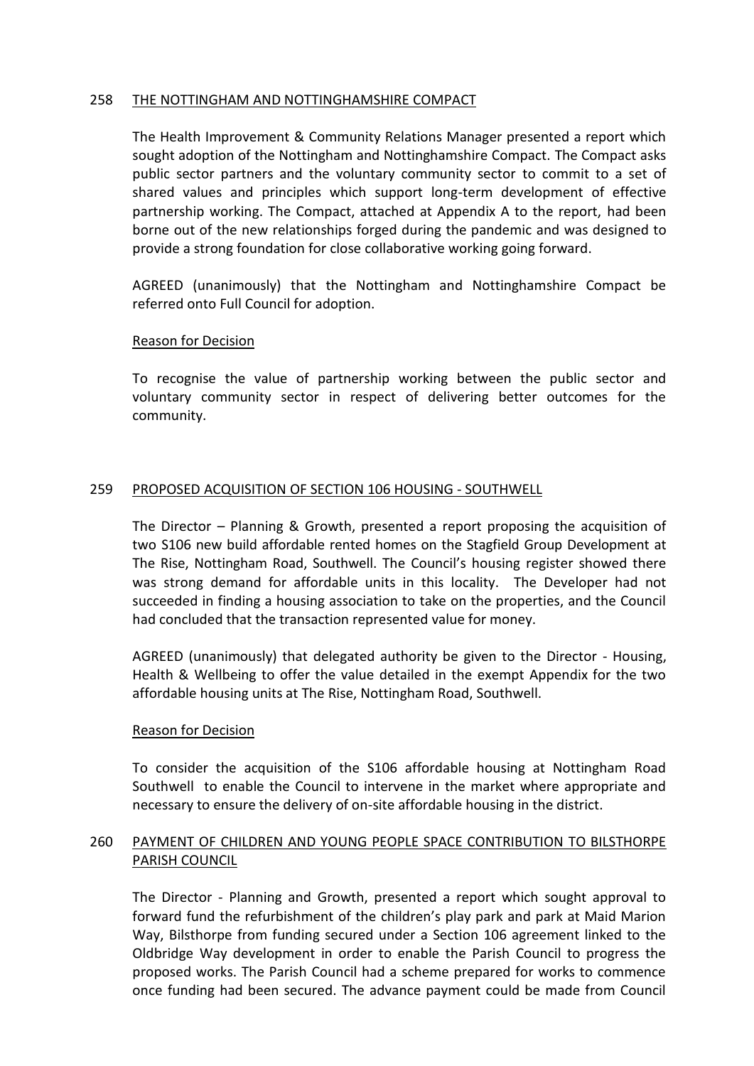## 258 THE NOTTINGHAM AND NOTTINGHAMSHIRE COMPACT

The Health Improvement & Community Relations Manager presented a report which sought adoption of the Nottingham and Nottinghamshire Compact. The Compact asks public sector partners and the voluntary community sector to commit to a set of shared values and principles which support long-term development of effective partnership working. The Compact, attached at Appendix A to the report, had been borne out of the new relationships forged during the pandemic and was designed to provide a strong foundation for close collaborative working going forward.

AGREED (unanimously) that the Nottingham and Nottinghamshire Compact be referred onto Full Council for adoption.

Reason for Decision

To recognise the value of partnership working between the public sector and voluntary community sector in respect of delivering better outcomes for the community.

## 259 PROPOSED ACQUISITION OF SECTION 106 HOUSING - SOUTHWELL

The Director – Planning & Growth, presented a report proposing the acquisition of two S106 new build affordable rented homes on the Stagfield Group Development at The Rise, Nottingham Road, Southwell. The Council's housing register showed there was strong demand for affordable units in this locality. The Developer had not succeeded in finding a housing association to take on the properties, and the Council had concluded that the transaction represented value for money.

AGREED (unanimously) that delegated authority be given to the Director - Housing, Health & Wellbeing to offer the value detailed in the exempt Appendix for the two affordable housing units at The Rise, Nottingham Road, Southwell.

Reason for Decision

To consider the acquisition of the S106 affordable housing at Nottingham Road Southwell to enable the Council to intervene in the market where appropriate and necessary to ensure the delivery of on-site affordable housing in the district.

## 260 PAYMENT OF CHILDREN AND YOUNG PEOPLE SPACE CONTRIBUTION TO BILSTHORPE PARISH COUNCIL

The Director - Planning and Growth, presented a report which sought approval to forward fund the refurbishment of the children's play park and park at Maid Marion Way, Bilsthorpe from funding secured under a Section 106 agreement linked to the Oldbridge Way development in order to enable the Parish Council to progress the proposed works. The Parish Council had a scheme prepared for works to commence once funding had been secured. The advance payment could be made from Council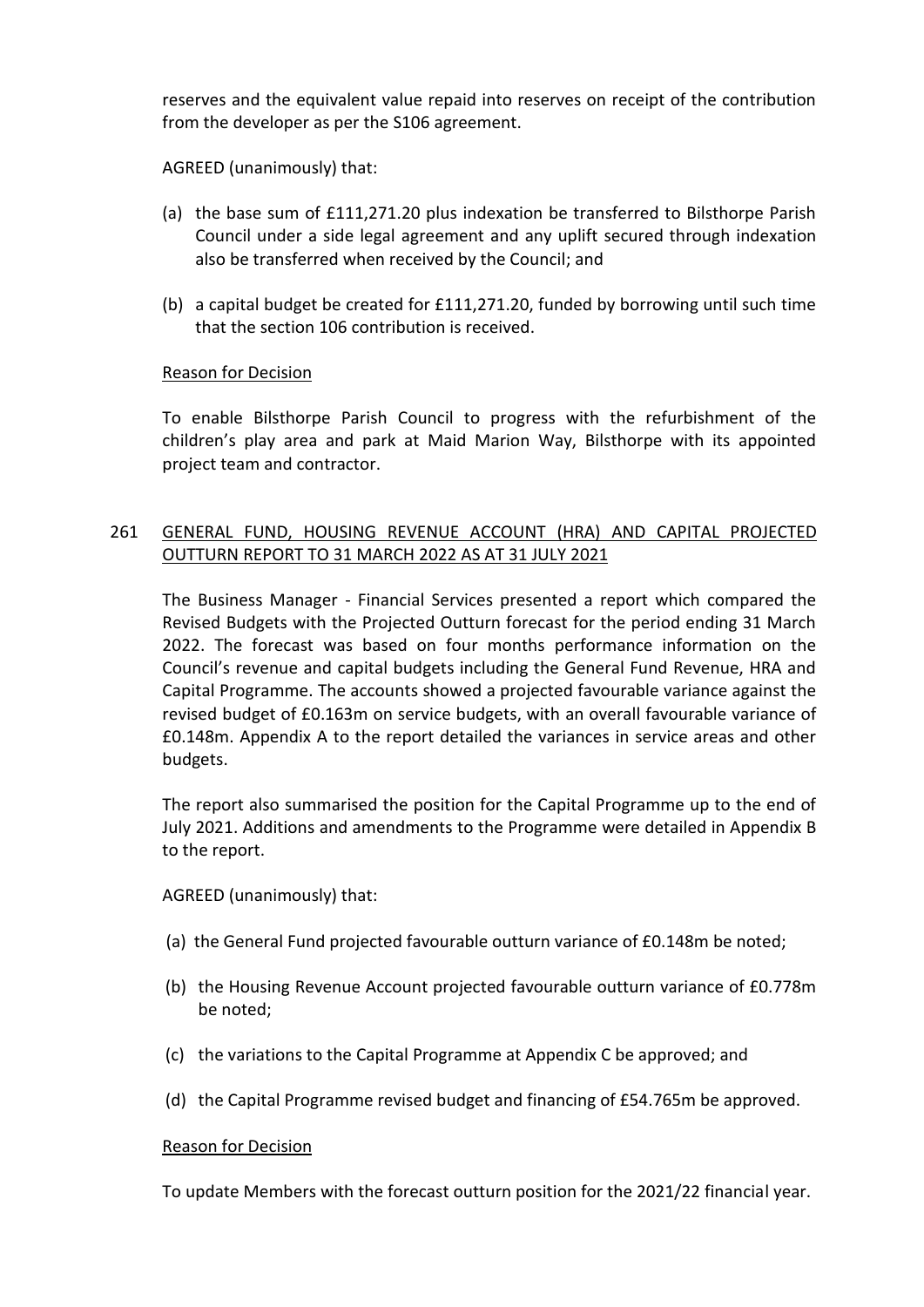reserves and the equivalent value repaid into reserves on receipt of the contribution from the developer as per the S106 agreement.

AGREED (unanimously) that:

(a) the base sum of £111,271.20 plus indexation be transferred to Bilsthorpe Parish Council under a side legal agreement and any uplift secured through indexation also be transferred when received by the Council; and

(b) a capital budget be created for £111,271.20, funded by borrowing until such time that the section 106 contribution is received.

Reason for Decision

To enable Bilsthorpe Parish Council to progress with the refurbishment of the children's play area and park at Maid Marion Way, Bilsthorpe with its appointed project team and contractor.

## 261 GENERAL FUND, HOUSING REVENUE ACCOUNT (HRA) AND CAPITAL PROJECTED OUTTURN REPORT TO 31 MARCH 2022 AS AT 31 JULY 2021

The Business Manager - Financial Services presented a report which compared the Revised Budgets with the Projected Outturn forecast for the period ending 31 March 2022. The forecast was based on four months performance information on the Council's revenue and capital budgets including the General Fund Revenue, HRA and Capital Programme. The accounts showed a projected favourable variance against the revised budget of £0.163m on service budgets, with an overall favourable variance of £0.148m. Appendix A to the report detailed the variances in service areas and other budgets.

The report also summarised the position for the Capital Programme up to the end of July 2021. Additions and amendments to the Programme were detailed in Appendix B to the report.

AGREED (unanimously) that:

(a) the General Fund projected favourable outturn variance of £0.148m be noted;

(b) the Housing Revenue Account projected favourable outturn variance of £0.778m be noted;

(c) the variations to the Capital Programme at Appendix C be approved; and

(d) the Capital Programme revised budget and financing of £54.765m be approved.

Reason for Decision

To update Members with the forecast outturn position for the 2021/22 financial year.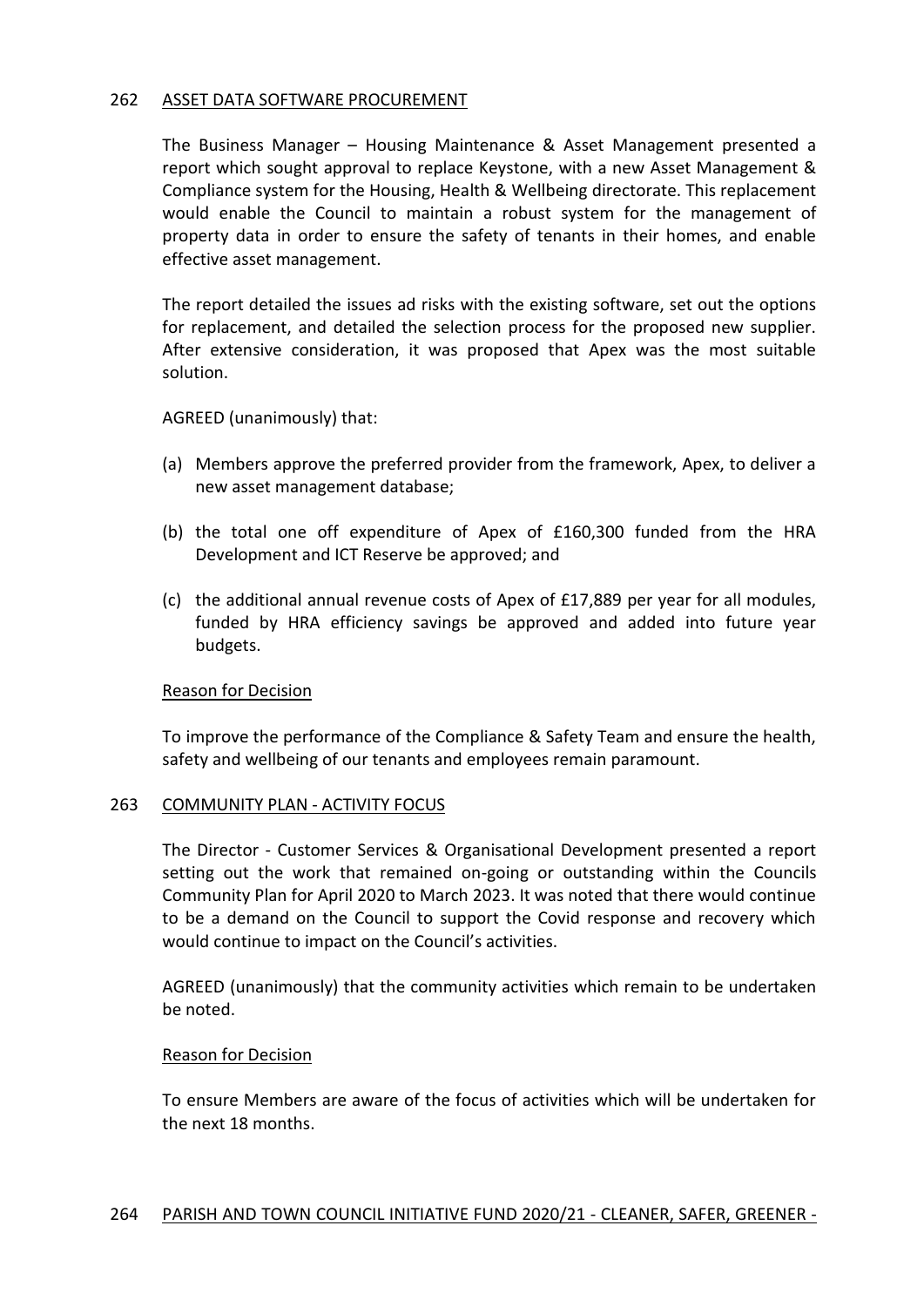## 262 ASSET DATA SOFTWARE PROCUREMENT

The Business Manager – Housing Maintenance & Asset Management presented a report which sought approval to replace Keystone, with a new Asset Management & Compliance system for the Housing, Health & Wellbeing directorate. This replacement would enable the Council to maintain a robust system for the management of property data in order to ensure the safety of tenants in their homes, and enable effective asset management.

The report detailed the issues ad risks with the existing software, set out the options for replacement, and detailed the selection process for the proposed new supplier. After extensive consideration, it was proposed that Apex was the most suitable solution.

AGREED (unanimously) that:

(a) Members approve the preferred provider from the framework, Apex, to deliver a new asset management database;

(b) the total one off expenditure of Apex of £160,300 funded from the HRA Development and ICT Reserve be approved; and

(c) the additional annual revenue costs of Apex of £17,889 per year for all modules, funded by HRA efficiency savings be approved and added into future year budgets.

Reason for Decision

To improve the performance of the Compliance & Safety Team and ensure the health, safety and wellbeing of our tenants and employees remain paramount.

## 263 COMMUNITY PLAN - ACTIVITY FOCUS

The Director - Customer Services & Organisational Development presented a report setting out the work that remained on-going or outstanding within the Councils Community Plan for April 2020 to March 2023. It was noted that there would continue to be a demand on the Council to support the Covid response and recovery which would continue to impact on the Council's activities.

AGREED (unanimously) that the community activities which remain to be undertaken be noted.

Reason for Decision

To ensure Members are aware of the focus of activities which will be undertaken for the next 18 months.

## 264 PARISH AND TOWN COUNCIL INITIATIVE FUND 2020/21 - CLEANER, SAFER, GREENER -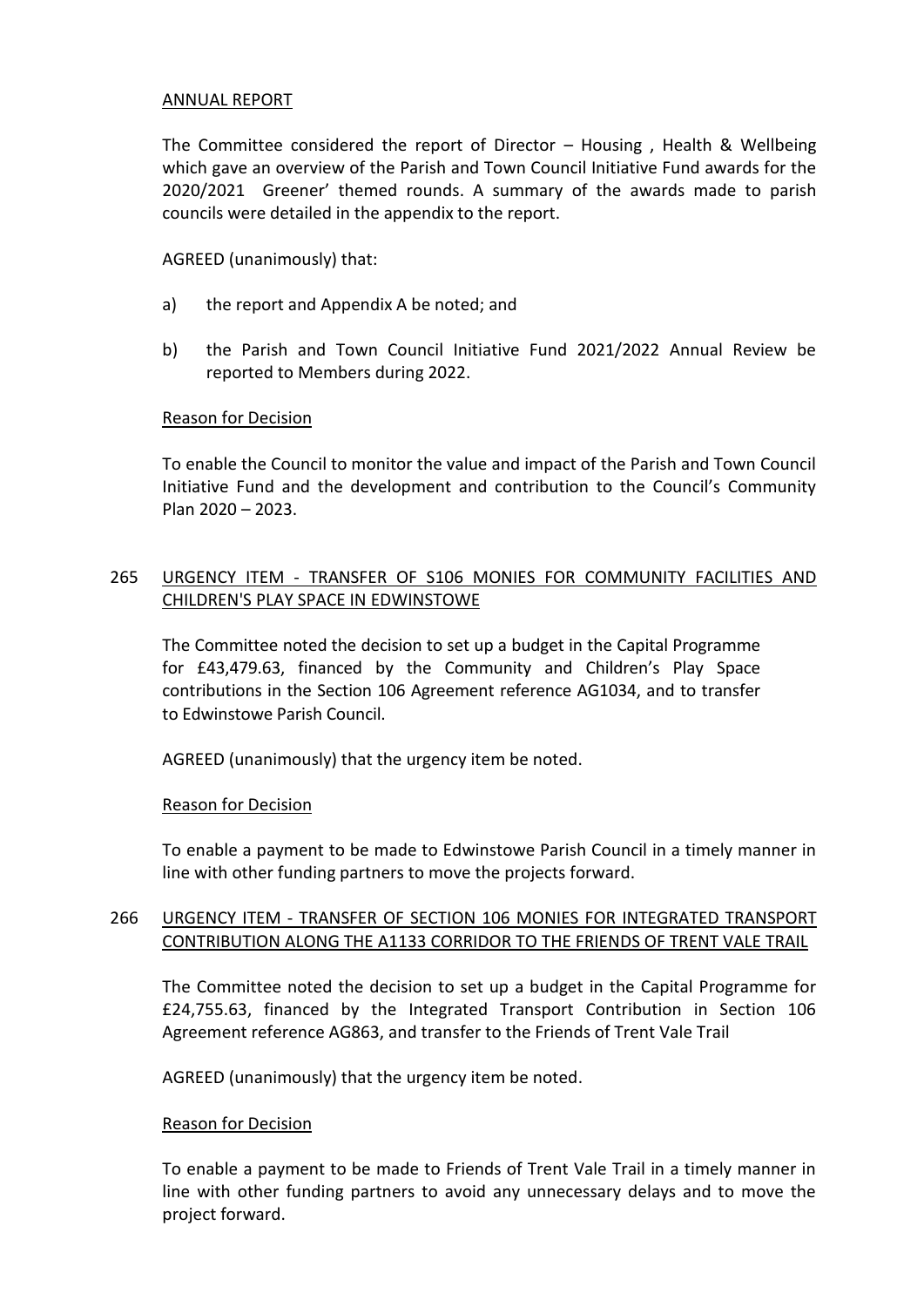## ANNUAL REPORT

The Committee considered the report of Director – Housing , Health & Wellbeing which gave an overview of the Parish and Town Council Initiative Fund awards for the 2020/2021 Greener' themed rounds. A summary of the awards made to parish councils were detailed in the appendix to the report.

AGREED (unanimously) that:

a) the report and Appendix A be noted; and

b) the Parish and Town Council Initiative Fund 2021/2022 Annual Review be reported to Members during 2022.

### Reason for Decision

To enable the Council to monitor the value and impact of the Parish and Town Council Initiative Fund and the development and contribution to the Council's Community Plan 2020 – 2023.

## 265 URGENCY ITEM - TRANSFER OF S106 MONIES FOR COMMUNITY FACILITIES AND CHILDREN'S PLAY SPACE IN EDWINSTOWE

The Committee noted the decision to set up a budget in the Capital Programme for £43,479.63, financed by the Community and Children's Play Space contributions in the Section 106 Agreement reference AG1034, and to transfer to Edwinstowe Parish Council.

AGREED (unanimously) that the urgency item be noted.

### Reason for Decision

To enable a payment to be made to Edwinstowe Parish Council in a timely manner in line with other funding partners to move the projects forward.

## 266 URGENCY ITEM - TRANSFER OF SECTION 106 MONIES FOR INTEGRATED TRANSPORT CONTRIBUTION ALONG THE A1133 CORRIDOR TO THE FRIENDS OF TRENT VALE TRAIL

The Committee noted the decision to set up a budget in the Capital Programme for £24,755.63, financed by the Integrated Transport Contribution in Section 106 Agreement reference AG863, and transfer to the Friends of Trent Vale Trail

AGREED (unanimously) that the urgency item be noted.

### Reason for Decision

To enable a payment to be made to Friends of Trent Vale Trail in a timely manner in line with other funding partners to avoid any unnecessary delays and to move the project forward.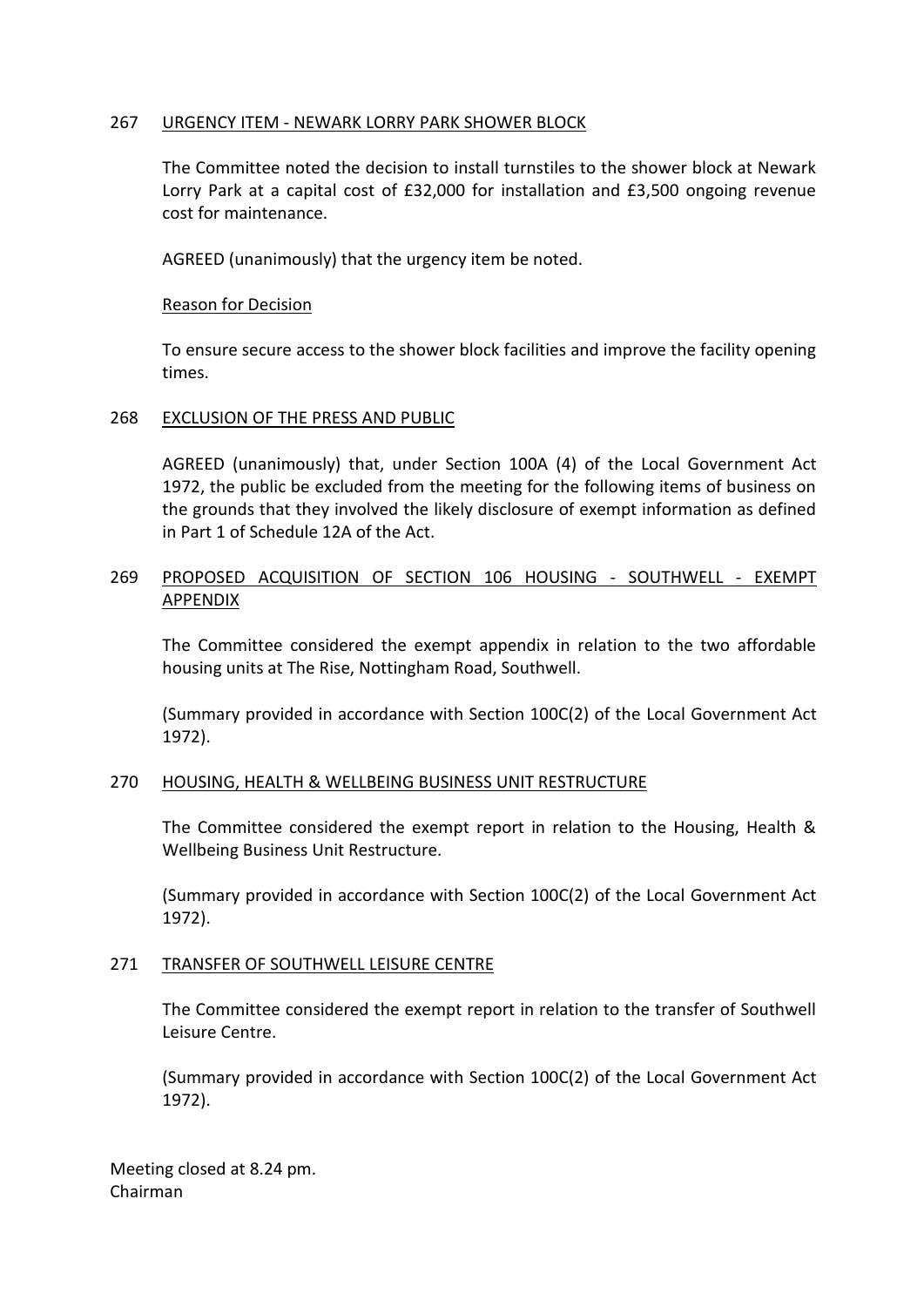## 267 URGENCY ITEM - NEWARK LORRY PARK SHOWER BLOCK

The Committee noted the decision to install turnstiles to the shower block at Newark Lorry Park at a capital cost of £32,000 for installation and £3,500 ongoing revenue cost for maintenance.

AGREED (unanimously) that the urgency item be noted.

Reason for Decision

To ensure secure access to the shower block facilities and improve the facility opening times.

## 268 EXCLUSION OF THE PRESS AND PUBLIC

AGREED (unanimously) that, under Section 100A (4) of the Local Government Act 1972, the public be excluded from the meeting for the following items of business on the grounds that they involved the likely disclosure of exempt information as defined in Part 1 of Schedule 12A of the Act.

## 269 PROPOSED ACQUISITION OF SECTION 106 HOUSING - SOUTHWELL - EXEMPT APPENDIX

The Committee considered the exempt appendix in relation to the two affordable housing units at The Rise, Nottingham Road, Southwell.

(Summary provided in accordance with Section 100C(2) of the Local Government Act 1972).

## 270 HOUSING, HEALTH & WELLBEING BUSINESS UNIT RESTRUCTURE

The Committee considered the exempt report in relation to the Housing, Health & Wellbeing Business Unit Restructure.

(Summary provided in accordance with Section 100C(2) of the Local Government Act 1972).

## 271 TRANSFER OF SOUTHWELL LEISURE CENTRE

The Committee considered the exempt report in relation to the transfer of Southwell Leisure Centre.

(Summary provided in accordance with Section 100C(2) of the Local Government Act 1972).

Meeting closed at 8.24 pm.
Chairman